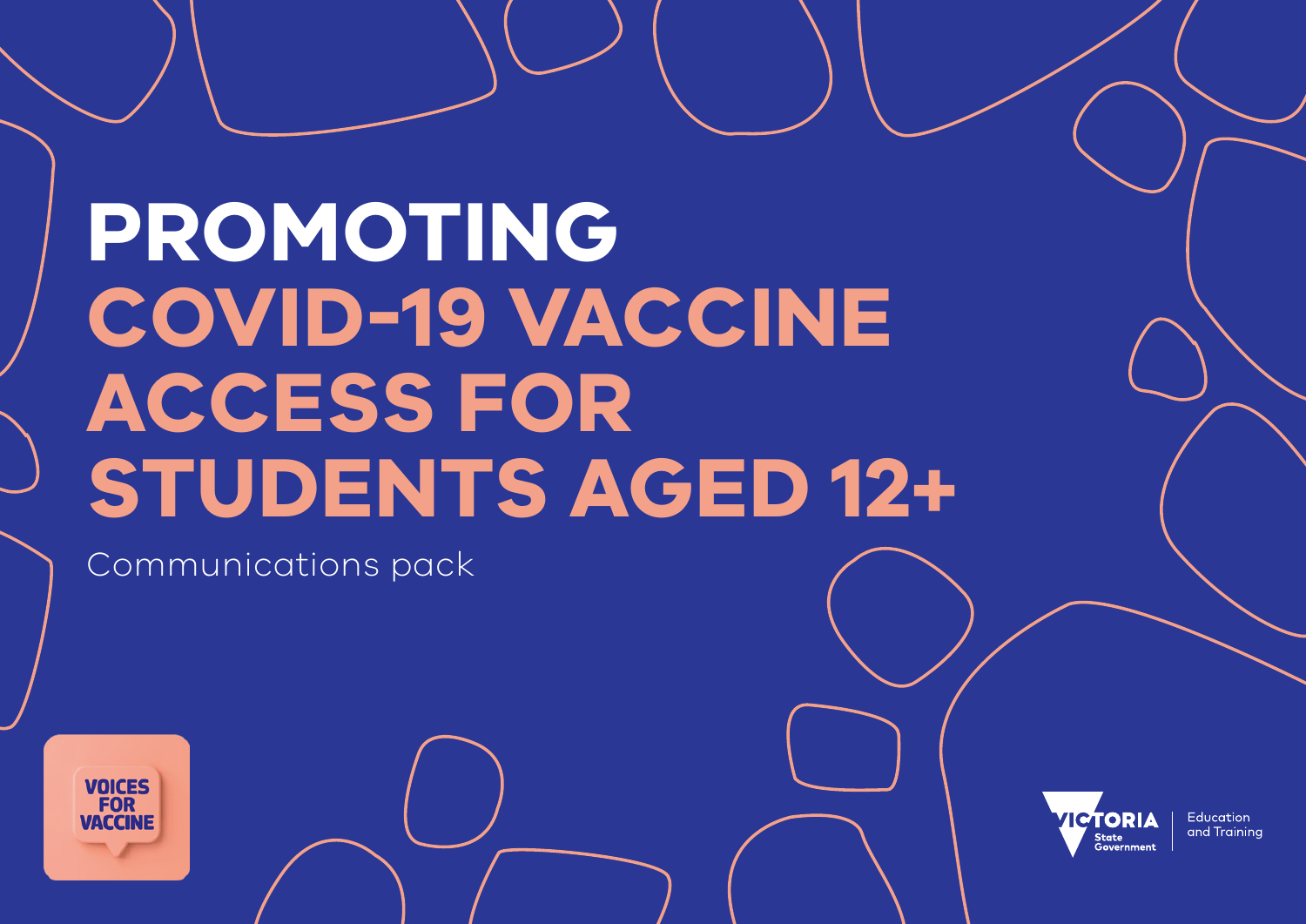# PROMOTING COVID-19 VACCINE ACCESS FOR STUDENTS AGED 12+

Communications pack

VOICES FOR VACCINE

VICTORIA State Government | Education and Training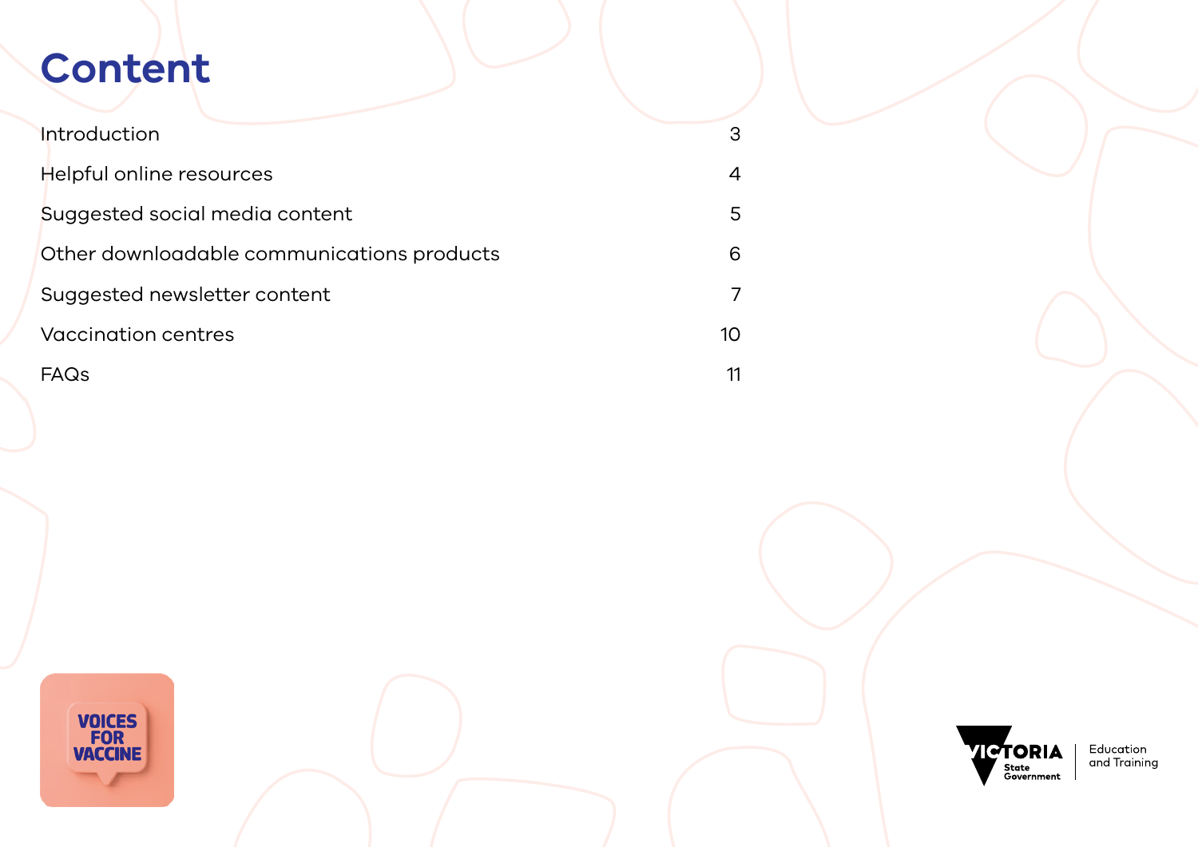# Content

| | |
|---|---|
| Introduction | 3 |
| Helpful online resources | 4 |
| Suggested social media content | 5 |
| Other downloadable communications products | 6 |
| Suggested newsletter content | 7 |
| Vaccination centres | 10 |
| FAQs | 11 |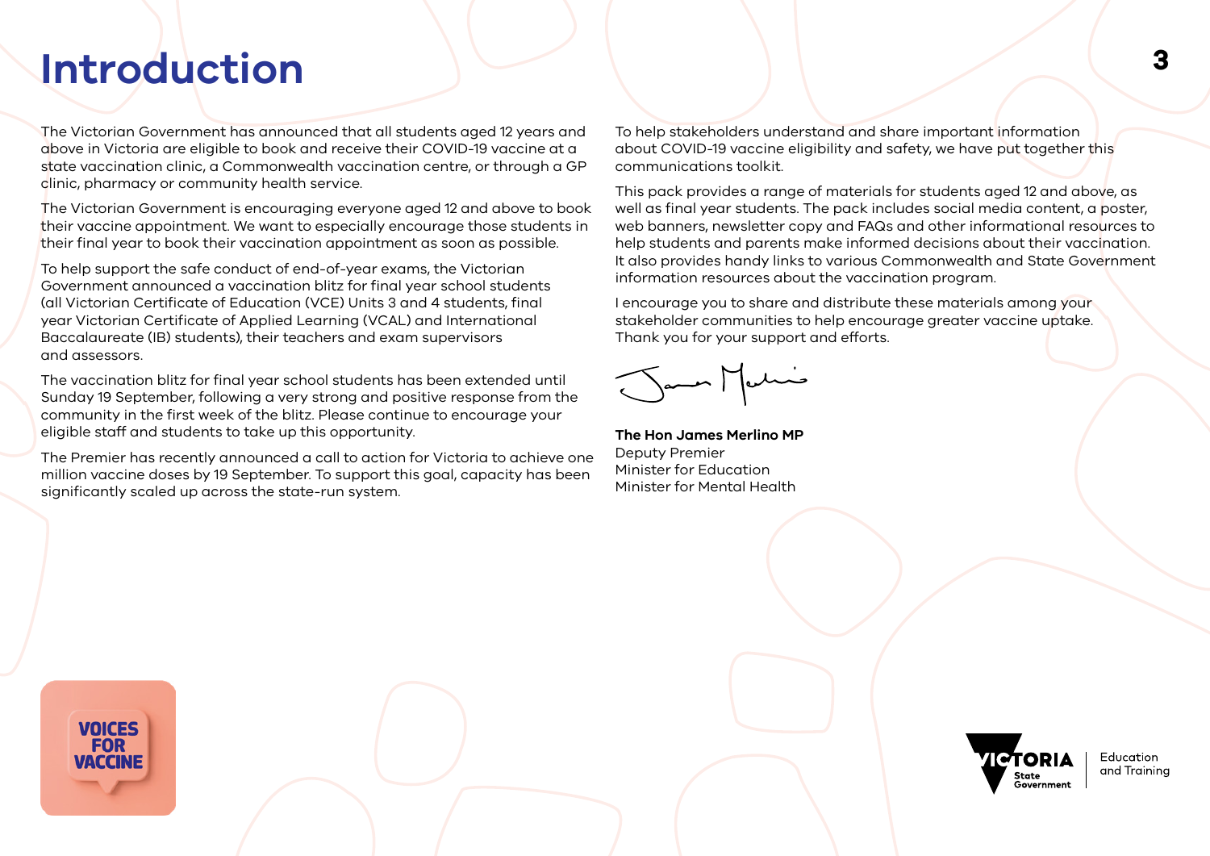# Introduction

The Victorian Government has announced that all students aged 12 years and above in Victoria are eligible to book and receive their COVID-19 vaccine at a state vaccination clinic, a Commonwealth vaccination centre, or through a GP clinic, pharmacy or community health service.

The Victorian Government is encouraging everyone aged 12 and above to book their vaccine appointment. We want to especially encourage those students in their final year to book their vaccination appointment as soon as possible.

To help support the safe conduct of end-of-year exams, the Victorian Government announced a vaccination blitz for final year school students (all Victorian Certificate of Education (VCE) Units 3 and 4 students, final year Victorian Certificate of Applied Learning (VCAL) and International Baccalaureate (IB) students), their teachers and exam supervisors and assessors.

The vaccination blitz for final year school students has been extended until Sunday 19 September, following a very strong and positive response from the community in the first week of the blitz. Please continue to encourage your eligible staff and students to take up this opportunity.

The Premier has recently announced a call to action for Victoria to achieve one million vaccine doses by 19 September. To support this goal, capacity has been significantly scaled up across the state-run system.

To help stakeholders understand and share important information about COVID-19 vaccine eligibility and safety, we have put together this communications toolkit.

This pack provides a range of materials for students aged 12 and above, as well as final year students. The pack includes social media content, a poster, web banners, newsletter copy and FAQs and other informational resources to help students and parents make informed decisions about their vaccination. It also provides handy links to various Commonwealth and State Government information resources about the vaccination program.

I encourage you to share and distribute these materials among your stakeholder communities to help encourage greater vaccine uptake. Thank you for your support and efforts.

**The Hon James Merlino MP**
Deputy Premier
Minister for Education
Minister for Mental Health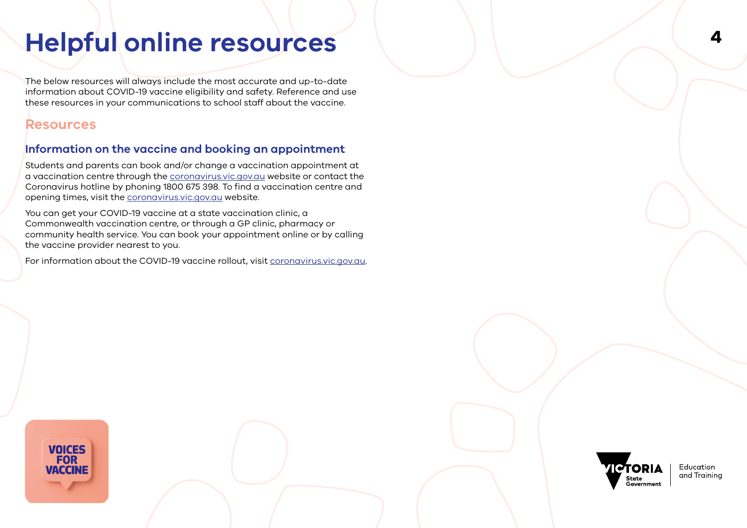# Helpful online resources

The below resources will always include the most accurate and up-to-date information about COVID-19 vaccine eligibility and safety. Reference and use these resources in your communications to school staff about the vaccine.

## Resources

### Information on the vaccine and booking an appointment

Students and parents can book and/or change a vaccination appointment at a vaccination centre through the coronavirus.vic.gov.au website or contact the Coronavirus hotline by phoning 1800 675 398. To find a vaccination centre and opening times, visit the coronavirus.vic.gov.au website.

You can get your COVID-19 vaccine at a state vaccination clinic, a Commonwealth vaccination centre, or through a GP clinic, pharmacy or community health service. You can book your appointment online or by calling the vaccine provider nearest to you.

For information about the COVID-19 vaccine rollout, visit coronavirus.vic.gov.au.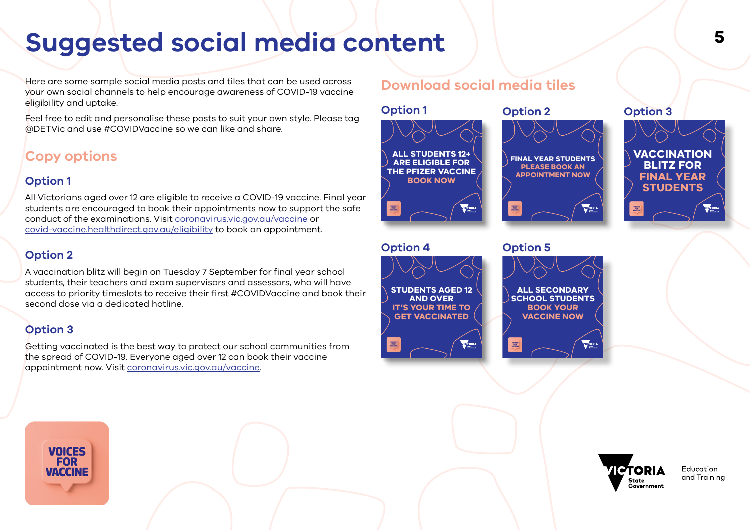# Suggested social media content

Here are some sample social media posts and tiles that can be used across your own social channels to help encourage awareness of COVID-19 vaccine eligibility and uptake.

Feel free to edit and personalise these posts to suit your own style. Please tag @DETVic and use #COVIDVaccine so we can like and share.

## Copy options

### Option 1

All Victorians aged over 12 are eligible to receive a COVID-19 vaccine. Final year students are encouraged to book their appointments now to support the safe conduct of the examinations. Visit coronavirus.vic.gov.au/vaccine or covid-vaccine.healthdirect.gov.au/eligibility to book an appointment.

### Option 2

A vaccination blitz will begin on Tuesday 7 September for final year school students, their teachers and exam supervisors and assessors, who will have access to priority timeslots to receive their first #COVIDVaccine and book their second dose via a dedicated hotline.

### Option 3

Getting vaccinated is the best way to protect our school communities from the spread of COVID-19. Everyone aged over 12 can book their vaccine appointment now. Visit coronavirus.vic.gov.au/vaccine.

## Download social media tiles

### Option 1

ALL STUDENTS 12+ ARE ELIGIBLE FOR THE PFIZER VACCINE BOOK NOW

### Option 2

FINAL YEAR STUDENTS PLEASE BOOK AN APPOINTMENT NOW

### Option 3

VACCINATION BLITZ FOR FINAL YEAR STUDENTS

### Option 4

STUDENTS AGED 12 AND OVER IT'S YOUR TIME TO GET VACCINATED

### Option 5

ALL SECONDARY SCHOOL STUDENTS BOOK YOUR VACCINE NOW

VOICES FOR VACCINE

Victoria State Government | Education and Training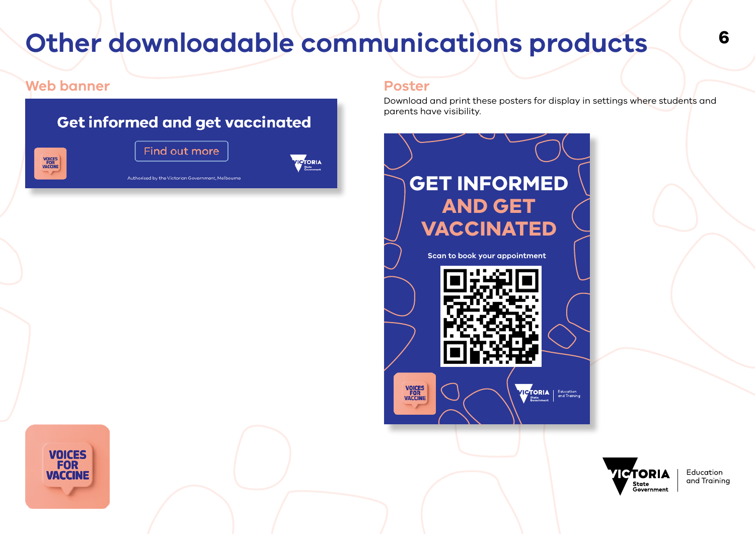# Other downloadable communications products

## Web banner

Get informed and get vaccinated

Find out more

Authorised by the Victorian Government, Melbourne

## Poster

Download and print these posters for display in settings where students and parents have visibility.

GET INFORMED AND GET VACCINATED

Scan to book your appointment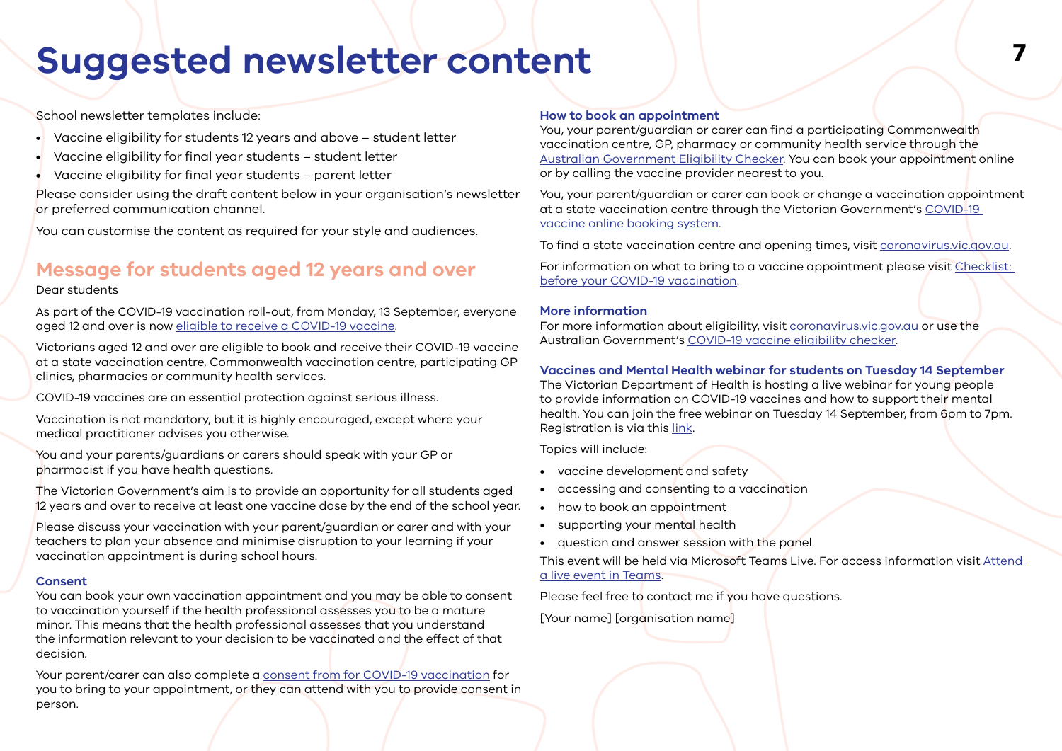# Suggested newsletter content

School newsletter templates include:

- Vaccine eligibility for students 12 years and above – student letter
- Vaccine eligibility for final year students – student letter
- Vaccine eligibility for final year students – parent letter

Please consider using the draft content below in your organisation's newsletter or preferred communication channel.

You can customise the content as required for your style and audiences.

## Message for students aged 12 years and over

Dear students

As part of the COVID-19 vaccination roll-out, from Monday, 13 September, everyone aged 12 and over is now eligible to receive a COVID-19 vaccine.

Victorians aged 12 and over are eligible to book and receive their COVID-19 vaccine at a state vaccination centre, Commonwealth vaccination centre, participating GP clinics, pharmacies or community health services.

COVID-19 vaccines are an essential protection against serious illness.

Vaccination is not mandatory, but it is highly encouraged, except where your medical practitioner advises you otherwise.

You and your parents/guardians or carers should speak with your GP or pharmacist if you have health questions.

The Victorian Government's aim is to provide an opportunity for all students aged 12 years and over to receive at least one vaccine dose by the end of the school year.

Please discuss your vaccination with your parent/guardian or carer and with your teachers to plan your absence and minimise disruption to your learning if your vaccination appointment is during school hours.

### Consent

You can book your own vaccination appointment and you may be able to consent to vaccination yourself if the health professional assesses you to be a mature minor. This means that the health professional assesses that you understand the information relevant to your decision to be vaccinated and the effect of that decision.

Your parent/carer can also complete a consent from for COVID-19 vaccination for you to bring to your appointment, or they can attend with you to provide consent in person.

### How to book an appointment

You, your parent/guardian or carer can find a participating Commonwealth vaccination centre, GP, pharmacy or community health service through the Australian Government Eligibility Checker. You can book your appointment online or by calling the vaccine provider nearest to you.

You, your parent/guardian or carer can book or change a vaccination appointment at a state vaccination centre through the Victorian Government's COVID-19 vaccine online booking system.

To find a state vaccination centre and opening times, visit coronavirus.vic.gov.au.

For information on what to bring to a vaccine appointment please visit Checklist: before your COVID-19 vaccination.

### More information

For more information about eligibility, visit coronavirus.vic.gov.au or use the Australian Government's COVID-19 vaccine eligibility checker.

### Vaccines and Mental Health webinar for students on Tuesday 14 September

The Victorian Department of Health is hosting a live webinar for young people to provide information on COVID-19 vaccines and how to support their mental health. You can join the free webinar on Tuesday 14 September, from 6pm to 7pm. Registration is via this link.

Topics will include:

- vaccine development and safety
- accessing and consenting to a vaccination
- how to book an appointment
- supporting your mental health
- question and answer session with the panel.

This event will be held via Microsoft Teams Live. For access information visit Attend a live event in Teams.

Please feel free to contact me if you have questions.

[Your name] [organisation name]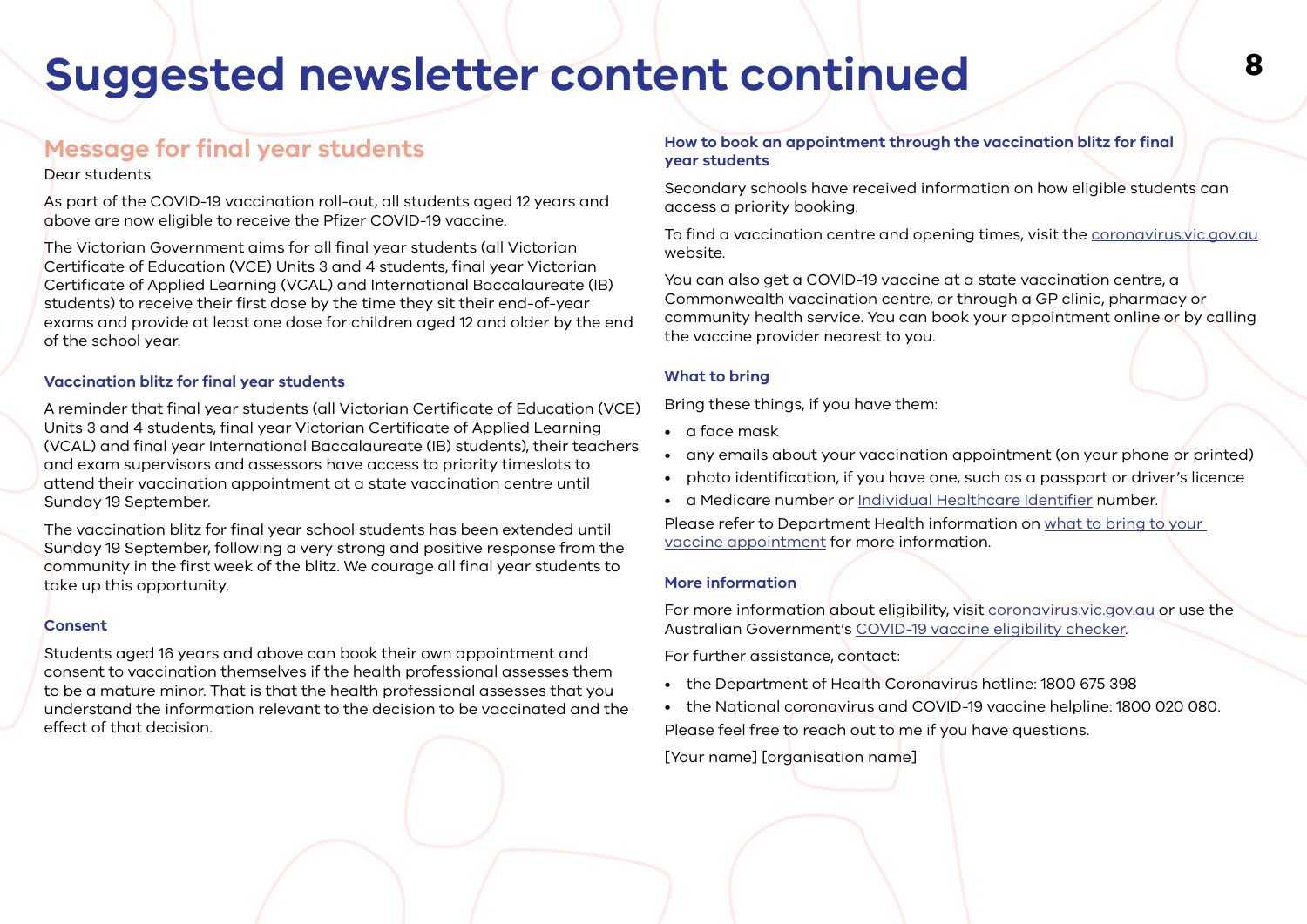# Suggested newsletter content continued

## Message for final year students

Dear students

As part of the COVID-19 vaccination roll-out, all students aged 12 years and above are now eligible to receive the Pfizer COVID-19 vaccine.

The Victorian Government aims for all final year students (all Victorian Certificate of Education (VCE) Units 3 and 4 students, final year Victorian Certificate of Applied Learning (VCAL) and International Baccalaureate (IB) students) to receive their first dose by the time they sit their end-of-year exams and provide at least one dose for children aged 12 and older by the end of the school year.

### Vaccination blitz for final year students

A reminder that final year students (all Victorian Certificate of Education (VCE) Units 3 and 4 students, final year Victorian Certificate of Applied Learning (VCAL) and final year International Baccalaureate (IB) students), their teachers and exam supervisors and assessors have access to priority timeslots to attend their vaccination appointment at a state vaccination centre until Sunday 19 September.

The vaccination blitz for final year school students has been extended until Sunday 19 September, following a very strong and positive response from the community in the first week of the blitz. We courage all final year students to take up this opportunity.

### Consent

Students aged 16 years and above can book their own appointment and consent to vaccination themselves if the health professional assesses them to be a mature minor. That is that the health professional assesses that you understand the information relevant to the decision to be vaccinated and the effect of that decision.

### How to book an appointment through the vaccination blitz for final year students

Secondary schools have received information on how eligible students can access a priority booking.

To find a vaccination centre and opening times, visit the coronavirus.vic.gov.au website.

You can also get a COVID-19 vaccine at a state vaccination centre, a Commonwealth vaccination centre, or through a GP clinic, pharmacy or community health service. You can book your appointment online or by calling the vaccine provider nearest to you.

### What to bring

Bring these things, if you have them:

- a face mask
- any emails about your vaccination appointment (on your phone or printed)
- photo identification, if you have one, such as a passport or driver's licence
- a Medicare number or Individual Healthcare Identifier number.

Please refer to Department Health information on what to bring to your vaccine appointment for more information.

### More information

For more information about eligibility, visit coronavirus.vic.gov.au or use the Australian Government's COVID-19 vaccine eligibility checker.

For further assistance, contact:

- the Department of Health Coronavirus hotline: 1800 675 398
- the National coronavirus and COVID-19 vaccine helpline: 1800 020 080.

Please feel free to reach out to me if you have questions.

[Your name] [organisation name]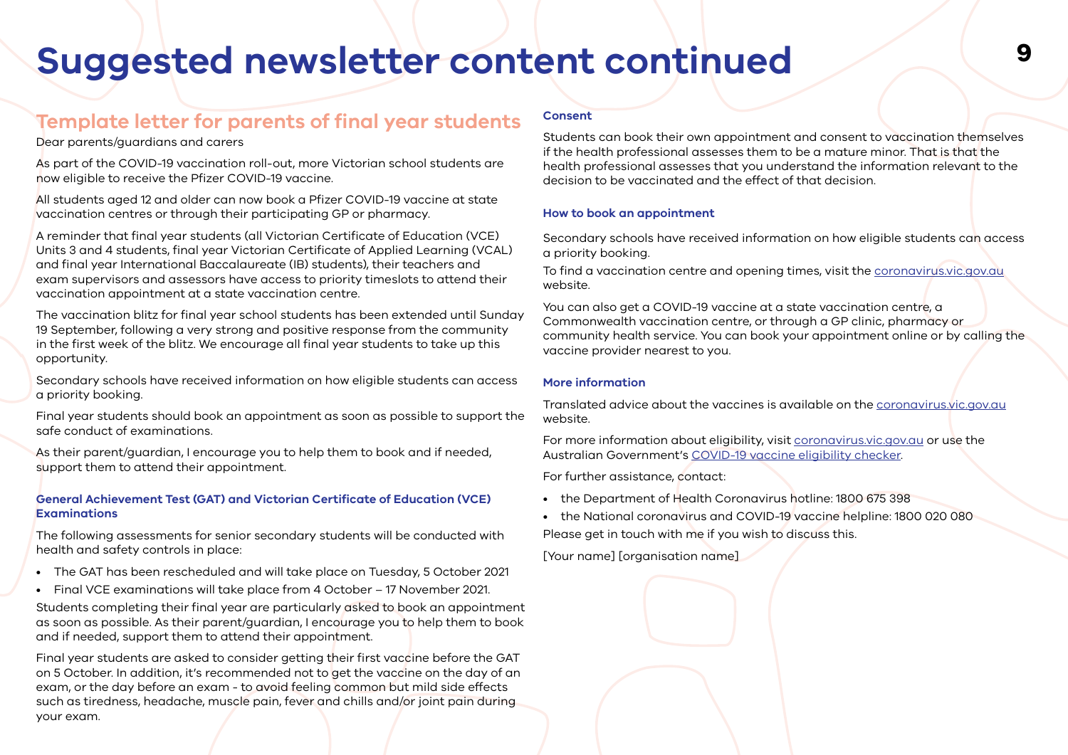# Suggested newsletter content continued

## Template letter for parents of final year students

Dear parents/guardians and carers

As part of the COVID-19 vaccination roll-out, more Victorian school students are now eligible to receive the Pfizer COVID-19 vaccine.

All students aged 12 and older can now book a Pfizer COVID-19 vaccine at state vaccination centres or through their participating GP or pharmacy.

A reminder that final year students (all Victorian Certificate of Education (VCE) Units 3 and 4 students, final year Victorian Certificate of Applied Learning (VCAL) and final year International Baccalaureate (IB) students), their teachers and exam supervisors and assessors have access to priority timeslots to attend their vaccination appointment at a state vaccination centre.

The vaccination blitz for final year school students has been extended until Sunday 19 September, following a very strong and positive response from the community in the first week of the blitz. We encourage all final year students to take up this opportunity.

Secondary schools have received information on how eligible students can access a priority booking.

Final year students should book an appointment as soon as possible to support the safe conduct of examinations.

As their parent/guardian, I encourage you to help them to book and if needed, support them to attend their appointment.

### General Achievement Test (GAT) and Victorian Certificate of Education (VCE) Examinations

The following assessments for senior secondary students will be conducted with health and safety controls in place:

- The GAT has been rescheduled and will take place on Tuesday, 5 October 2021
- Final VCE examinations will take place from 4 October – 17 November 2021.

Students completing their final year are particularly asked to book an appointment as soon as possible. As their parent/guardian, I encourage you to help them to book and if needed, support them to attend their appointment.

Final year students are asked to consider getting their first vaccine before the GAT on 5 October. In addition, it's recommended not to get the vaccine on the day of an exam, or the day before an exam - to avoid feeling common but mild side effects such as tiredness, headache, muscle pain, fever and chills and/or joint pain during your exam.

### Consent

Students can book their own appointment and consent to vaccination themselves if the health professional assesses them to be a mature minor. That is that the health professional assesses that you understand the information relevant to the decision to be vaccinated and the effect of that decision.

### How to book an appointment

Secondary schools have received information on how eligible students can access a priority booking.

To find a vaccination centre and opening times, visit the coronavirus.vic.gov.au website.

You can also get a COVID-19 vaccine at a state vaccination centre, a Commonwealth vaccination centre, or through a GP clinic, pharmacy or community health service. You can book your appointment online or by calling the vaccine provider nearest to you.

### More information

Translated advice about the vaccines is available on the coronavirus.vic.gov.au website.

For more information about eligibility, visit coronavirus.vic.gov.au or use the Australian Government's COVID-19 vaccine eligibility checker.

For further assistance, contact:

- the Department of Health Coronavirus hotline: 1800 675 398
- the National coronavirus and COVID-19 vaccine helpline: 1800 020 080

Please get in touch with me if you wish to discuss this.

[Your name] [organisation name]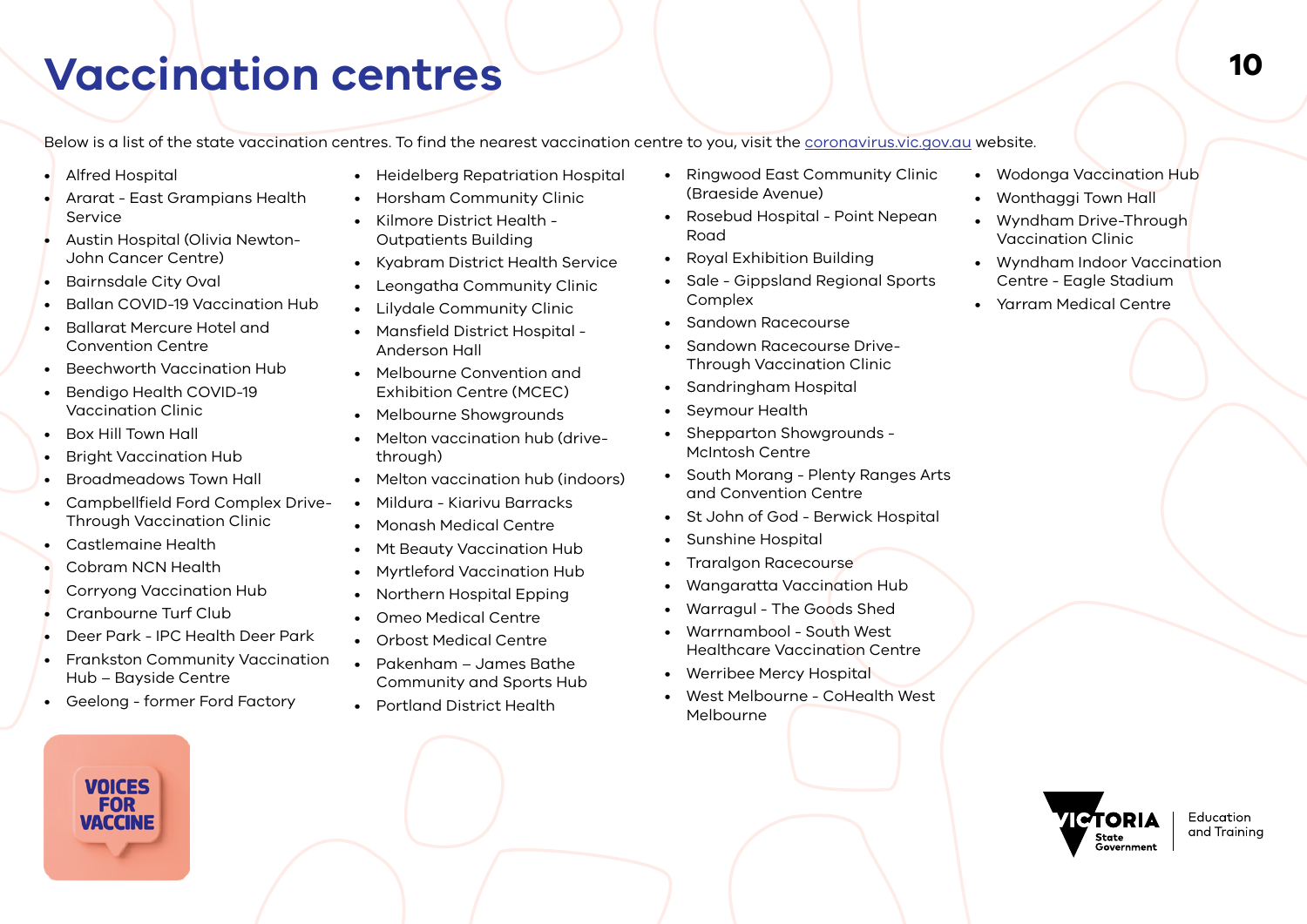# Vaccination centres

Below is a list of the state vaccination centres. To find the nearest vaccination centre to you, visit the [coronavirus.vic.gov.au](coronavirus.vic.gov.au) website.

- Alfred Hospital
- Ararat - East Grampians Health Service
- Austin Hospital (Olivia Newton-John Cancer Centre)
- Bairnsdale City Oval
- Ballan COVID-19 Vaccination Hub
- Ballarat Mercure Hotel and Convention Centre
- Beechworth Vaccination Hub
- Bendigo Health COVID-19 Vaccination Clinic
- Box Hill Town Hall
- Bright Vaccination Hub
- Broadmeadows Town Hall
- Campbellfield Ford Complex Drive-Through Vaccination Clinic
- Castlemaine Health
- Cobram NCN Health
- Corryong Vaccination Hub
- Cranbourne Turf Club
- Deer Park - IPC Health Deer Park
- Frankston Community Vaccination Hub – Bayside Centre
- Geelong - former Ford Factory
- Heidelberg Repatriation Hospital
- Horsham Community Clinic
- Kilmore District Health - Outpatients Building
- Kyabram District Health Service
- Leongatha Community Clinic
- Lilydale Community Clinic
- Mansfield District Hospital - Anderson Hall
- Melbourne Convention and Exhibition Centre (MCEC)
- Melbourne Showgrounds
- Melton vaccination hub (drive-through)
- Melton vaccination hub (indoors)
- Mildura - Kiarivu Barracks
- Monash Medical Centre
- Mt Beauty Vaccination Hub
- Myrtleford Vaccination Hub
- Northern Hospital Epping
- Omeo Medical Centre
- Orbost Medical Centre
- Pakenham – James Bathe Community and Sports Hub
- Portland District Health
- Ringwood East Community Clinic (Braeside Avenue)
- Rosebud Hospital - Point Nepean Road
- Royal Exhibition Building
- Sale - Gippsland Regional Sports Complex
- Sandown Racecourse
- Sandown Racecourse Drive-Through Vaccination Clinic
- Sandringham Hospital
- Seymour Health
- Shepparton Showgrounds - McIntosh Centre
- South Morang - Plenty Ranges Arts and Convention Centre
- St John of God - Berwick Hospital
- Sunshine Hospital
- Traralgon Racecourse
- Wangaratta Vaccination Hub
- Warragul - The Goods Shed
- Warrnambool - South West Healthcare Vaccination Centre
- Werribee Mercy Hospital
- West Melbourne - CoHealth West Melbourne
- Wodonga Vaccination Hub
- Wonthaggi Town Hall
- Wyndham Drive-Through Vaccination Clinic
- Wyndham Indoor Vaccination Centre - Eagle Stadium
- Yarram Medical Centre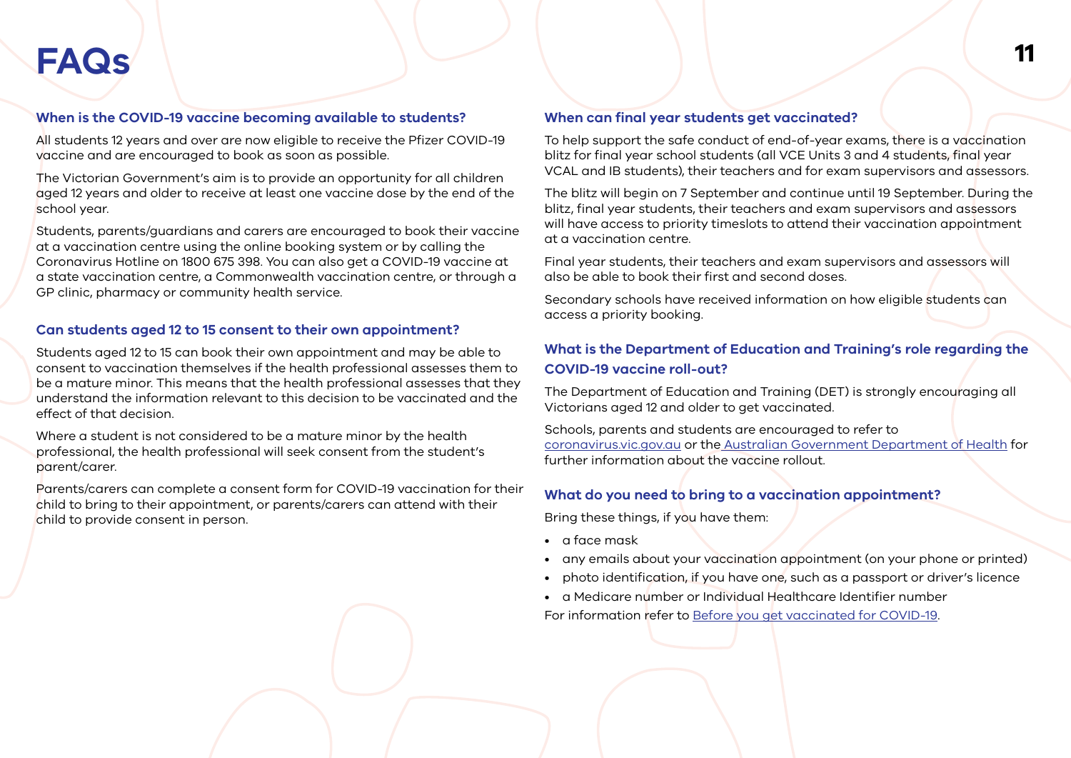# FAQs

## When is the COVID-19 vaccine becoming available to students?

All students 12 years and over are now eligible to receive the Pfizer COVID-19 vaccine and are encouraged to book as soon as possible.

The Victorian Government's aim is to provide an opportunity for all children aged 12 years and older to receive at least one vaccine dose by the end of the school year.

Students, parents/guardians and carers are encouraged to book their vaccine at a vaccination centre using the online booking system or by calling the Coronavirus Hotline on 1800 675 398. You can also get a COVID-19 vaccine at a state vaccination centre, a Commonwealth vaccination centre, or through a GP clinic, pharmacy or community health service.

## Can students aged 12 to 15 consent to their own appointment?

Students aged 12 to 15 can book their own appointment and may be able to consent to vaccination themselves if the health professional assesses them to be a mature minor. This means that the health professional assesses that they understand the information relevant to this decision to be vaccinated and the effect of that decision.

Where a student is not considered to be a mature minor by the health professional, the health professional will seek consent from the student's parent/carer.

Parents/carers can complete a consent form for COVID-19 vaccination for their child to bring to their appointment, or parents/carers can attend with their child to provide consent in person.

## When can final year students get vaccinated?

To help support the safe conduct of end-of-year exams, there is a vaccination blitz for final year school students (all VCE Units 3 and 4 students, final year VCAL and IB students), their teachers and for exam supervisors and assessors.

The blitz will begin on 7 September and continue until 19 September. During the blitz, final year students, their teachers and exam supervisors and assessors will have access to priority timeslots to attend their vaccination appointment at a vaccination centre.

Final year students, their teachers and exam supervisors and assessors will also be able to book their first and second doses.

Secondary schools have received information on how eligible students can access a priority booking.

## What is the Department of Education and Training's role regarding the COVID-19 vaccine roll-out?

The Department of Education and Training (DET) is strongly encouraging all Victorians aged 12 and older to get vaccinated.

Schools, parents and students are encouraged to refer to coronavirus.vic.gov.au or the Australian Government Department of Health for further information about the vaccine rollout.

## What do you need to bring to a vaccination appointment?

Bring these things, if you have them:

- a face mask
- any emails about your vaccination appointment (on your phone or printed)
- photo identification, if you have one, such as a passport or driver's licence
- a Medicare number or Individual Healthcare Identifier number

For information refer to Before you get vaccinated for COVID-19.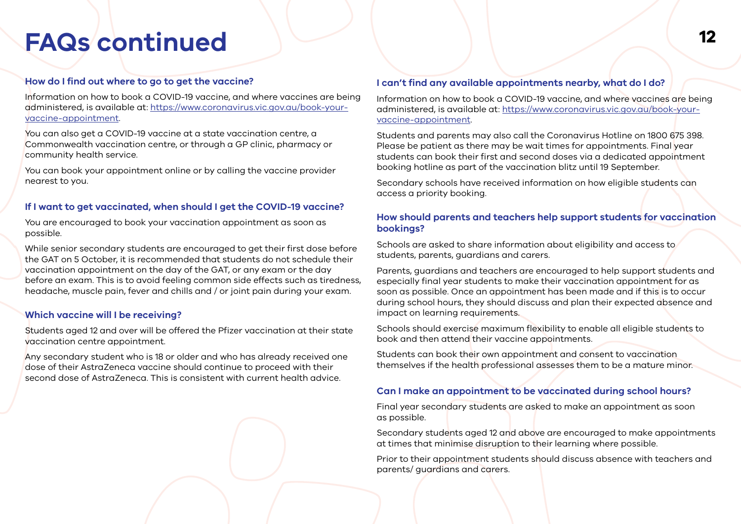# FAQs continued

### How do I find out where to go to get the vaccine?

Information on how to book a COVID-19 vaccine, and where vaccines are being administered, is available at: [https://www.coronavirus.vic.gov.au/book-your-vaccine-appointment](https://www.coronavirus.vic.gov.au/book-your-vaccine-appointment).

You can also get a COVID-19 vaccine at a state vaccination centre, a Commonwealth vaccination centre, or through a GP clinic, pharmacy or community health service.

You can book your appointment online or by calling the vaccine provider nearest to you.

### If I want to get vaccinated, when should I get the COVID-19 vaccine?

You are encouraged to book your vaccination appointment as soon as possible.

While senior secondary students are encouraged to get their first dose before the GAT on 5 October, it is recommended that students do not schedule their vaccination appointment on the day of the GAT, or any exam or the day before an exam. This is to avoid feeling common side effects such as tiredness, headache, muscle pain, fever and chills and / or joint pain during your exam.

### Which vaccine will I be receiving?

Students aged 12 and over will be offered the Pfizer vaccination at their state vaccination centre appointment.

Any secondary student who is 18 or older and who has already received one dose of their AstraZeneca vaccine should continue to proceed with their second dose of AstraZeneca. This is consistent with current health advice.

### I can't find any available appointments nearby, what do I do?

Information on how to book a COVID-19 vaccine, and where vaccines are being administered, is available at: [https://www.coronavirus.vic.gov.au/book-your-vaccine-appointment](https://www.coronavirus.vic.gov.au/book-your-vaccine-appointment).

Students and parents may also call the Coronavirus Hotline on 1800 675 398. Please be patient as there may be wait times for appointments. Final year students can book their first and second doses via a dedicated appointment booking hotline as part of the vaccination blitz until 19 September.

Secondary schools have received information on how eligible students can access a priority booking.

### How should parents and teachers help support students for vaccination bookings?

Schools are asked to share information about eligibility and access to students, parents, guardians and carers.

Parents, guardians and teachers are encouraged to help support students and especially final year students to make their vaccination appointment for as soon as possible. Once an appointment has been made and if this is to occur during school hours, they should discuss and plan their expected absence and impact on learning requirements.

Schools should exercise maximum flexibility to enable all eligible students to book and then attend their vaccine appointments.

Students can book their own appointment and consent to vaccination themselves if the health professional assesses them to be a mature minor.

### Can I make an appointment to be vaccinated during school hours?

Final year secondary students are asked to make an appointment as soon as possible.

Secondary students aged 12 and above are encouraged to make appointments at times that minimise disruption to their learning where possible.

Prior to their appointment students should discuss absence with teachers and parents/ guardians and carers.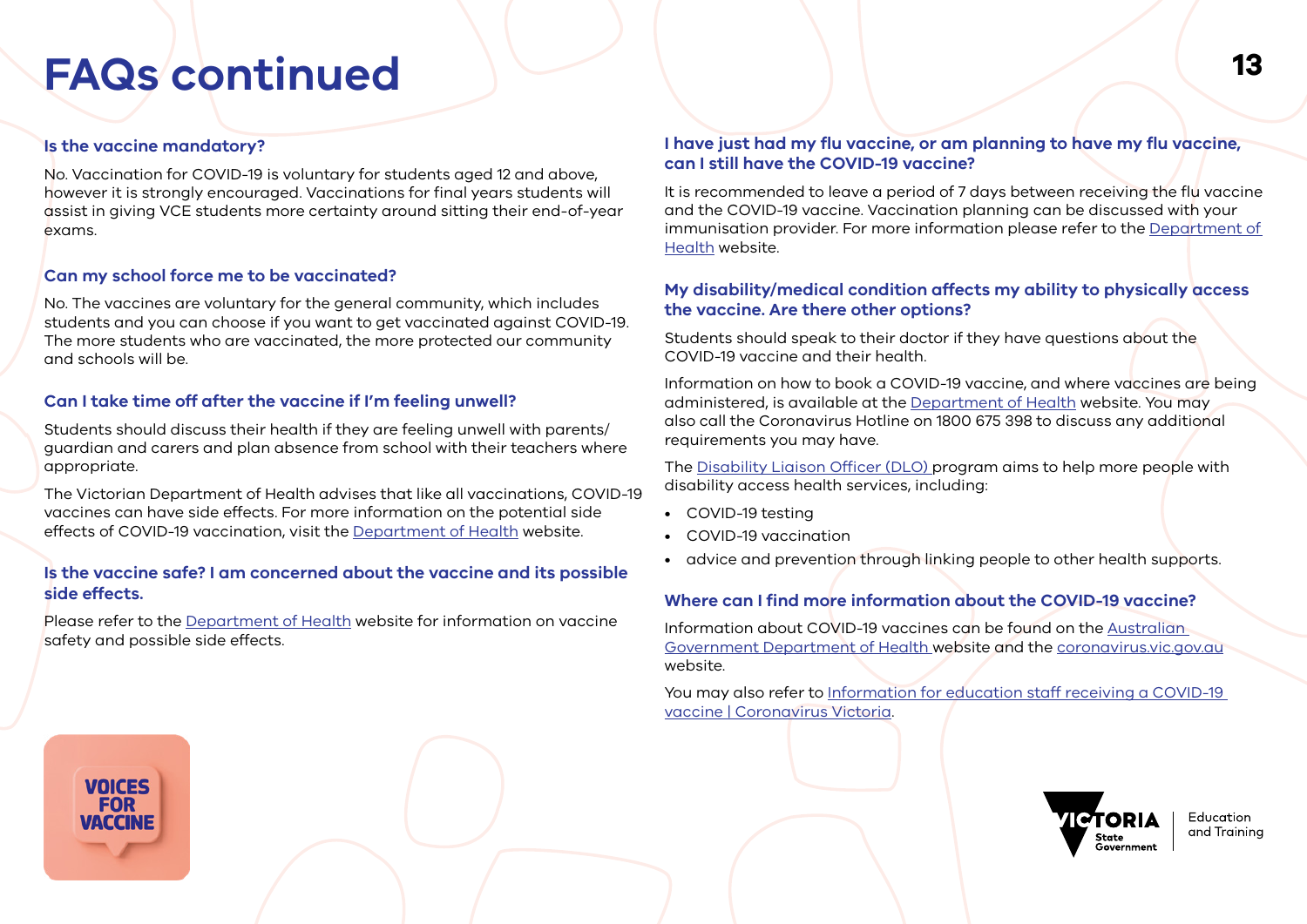# FAQs continued

### Is the vaccine mandatory?

No. Vaccination for COVID-19 is voluntary for students aged 12 and above, however it is strongly encouraged. Vaccinations for final years students will assist in giving VCE students more certainty around sitting their end-of-year exams.

### Can my school force me to be vaccinated?

No. The vaccines are voluntary for the general community, which includes students and you can choose if you want to get vaccinated against COVID-19. The more students who are vaccinated, the more protected our community and schools will be.

### Can I take time off after the vaccine if I'm feeling unwell?

Students should discuss their health if they are feeling unwell with parents/guardian and carers and plan absence from school with their teachers where appropriate.

The Victorian Department of Health advises that like all vaccinations, COVID-19 vaccines can have side effects. For more information on the potential side effects of COVID-19 vaccination, visit the Department of Health website.

### Is the vaccine safe? I am concerned about the vaccine and its possible side effects.

Please refer to the Department of Health website for information on vaccine safety and possible side effects.

### I have just had my flu vaccine, or am planning to have my flu vaccine, can I still have the COVID-19 vaccine?

It is recommended to leave a period of 7 days between receiving the flu vaccine and the COVID-19 vaccine. Vaccination planning can be discussed with your immunisation provider. For more information please refer to the Department of Health website.

### My disability/medical condition affects my ability to physically access the vaccine. Are there other options?

Students should speak to their doctor if they have questions about the COVID-19 vaccine and their health.

Information on how to book a COVID-19 vaccine, and where vaccines are being administered, is available at the Department of Health website. You may also call the Coronavirus Hotline on 1800 675 398 to discuss any additional requirements you may have.

The Disability Liaison Officer (DLO) program aims to help more people with disability access health services, including:

- COVID-19 testing
- COVID-19 vaccination
- advice and prevention through linking people to other health supports.

### Where can I find more information about the COVID-19 vaccine?

Information about COVID-19 vaccines can be found on the Australian Government Department of Health website and the coronavirus.vic.gov.au website.

You may also refer to Information for education staff receiving a COVID-19 vaccine | Coronavirus Victoria.

VOICES FOR VACCINE

VICTORIA State Government | Education and Training